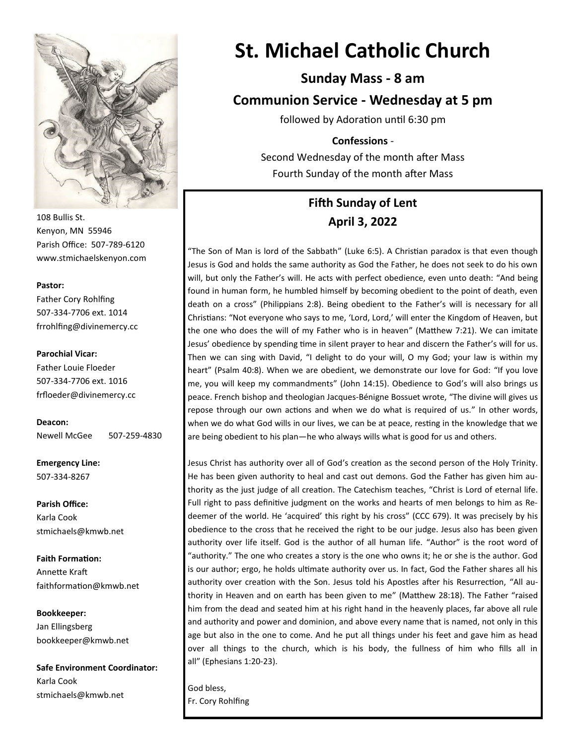# St. Michael Catholic Church

## Sunday Mass - 8 am

## Communion Service - Wednesday at 5 pm

followed by Adoration until 6:30 pm

**Confessions** -

Second Wednesday of the month after Mass

Fourth Sunday of the month after Mass

108 Bullis St.
Kenyon, MN 55946
Parish Office: 507-789-6120
www.stmichaelskenyon.com

**Pastor:**
Father Cory Rohlfing
507-334-7706 ext. 1014
frrohlfing@divinemercy.cc

**Parochial Vicar:**
Father Louie Floeder
507-334-7706 ext. 1016
frfloeder@divinemercy.cc

**Deacon:**
Newell McGee 507-259-4830

**Emergency Line:**
507-334-8267

**Parish Office:**
Karla Cook
stmichaels@kmwb.net

**Faith Formation:**
Annette Kraft
faithformation@kmwb.net

**Bookkeeper:**
Jan Ellingsberg
bookkeeper@kmwb.net

**Safe Environment Coordinator:**
Karla Cook
stmichaels@kmwb.net

## Fifth Sunday of Lent
## April 3, 2022

"The Son of Man is lord of the Sabbath" (Luke 6:5). A Christian paradox is that even though Jesus is God and holds the same authority as God the Father, he does not seek to do his own will, but only the Father's will. He acts with perfect obedience, even unto death: "And being found in human form, he humbled himself by becoming obedient to the point of death, even death on a cross" (Philippians 2:8). Being obedient to the Father's will is necessary for all Christians: "Not everyone who says to me, 'Lord, Lord,' will enter the Kingdom of Heaven, but the one who does the will of my Father who is in heaven" (Matthew 7:21). We can imitate Jesus' obedience by spending time in silent prayer to hear and discern the Father's will for us. Then we can sing with David, "I delight to do your will, O my God; your law is within my heart" (Psalm 40:8). When we are obedient, we demonstrate our love for God: "If you love me, you will keep my commandments" (John 14:15). Obedience to God's will also brings us peace. French bishop and theologian Jacques-Bénigne Bossuet wrote, "The divine will gives us repose through our own actions and when we do what is required of us." In other words, when we do what God wills in our lives, we can be at peace, resting in the knowledge that we are being obedient to his plan—he who always wills what is good for us and others.

Jesus Christ has authority over all of God's creation as the second person of the Holy Trinity. He has been given authority to heal and cast out demons. God the Father has given him authority as the just judge of all creation. The Catechism teaches, "Christ is Lord of eternal life. Full right to pass definitive judgment on the works and hearts of men belongs to him as Redeemer of the world. He 'acquired' this right by his cross" (CCC 679). It was precisely by his obedience to the cross that he received the right to be our judge. Jesus also has been given authority over life itself. God is the author of all human life. "Author" is the root word of "authority." The one who creates a story is the one who owns it; he or she is the author. God is our author; ergo, he holds ultimate authority over us. In fact, God the Father shares all his authority over creation with the Son. Jesus told his Apostles after his Resurrection, "All authority in Heaven and on earth has been given to me" (Matthew 28:18). The Father "raised him from the dead and seated him at his right hand in the heavenly places, far above all rule and authority and power and dominion, and above every name that is named, not only in this age but also in the one to come. And he put all things under his feet and gave him as head over all things to the church, which is his body, the fullness of him who fills all in all" (Ephesians 1:20-23).

God bless,
Fr. Cory Rohlfing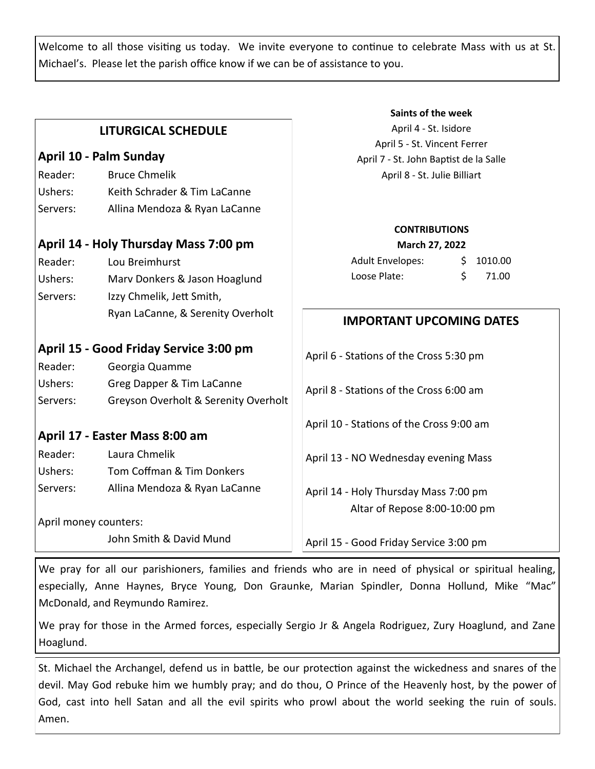Welcome to all those visiting us today. We invite everyone to continue to celebrate Mass with us at St. Michael's. Please let the parish office know if we can be of assistance to you.

## LITURGICAL SCHEDULE

### April 10 - Palm Sunday

Reader: Bruce Chmelik
Ushers: Keith Schrader & Tim LaCanne
Servers: Allina Mendoza & Ryan LaCanne

### April 14 - Holy Thursday Mass 7:00 pm

Reader: Lou Breimhurst
Ushers: Marv Donkers & Jason Hoaglund
Servers: Izzy Chmelik, Jett Smith, Ryan LaCanne, & Serenity Overholt

### April 15 - Good Friday Service 3:00 pm

Reader: Georgia Quamme
Ushers: Greg Dapper & Tim LaCanne
Servers: Greyson Overholt & Serenity Overholt

### April 17 - Easter Mass 8:00 am

Reader: Laura Chmelik
Ushers: Tom Coffman & Tim Donkers
Servers: Allina Mendoza & Ryan LaCanne

April money counters:
John Smith & David Mund

**Saints of the week**

April 4 - St. Isidore
April 5 - St. Vincent Ferrer
April 7 - St. John Baptist de la Salle
April 8 - St. Julie Billiart

**CONTRIBUTIONS**
**March 27, 2022**

| | |
|---|---|
| Adult Envelopes: | $ 1010.00 |
| Loose Plate: | $ 71.00 |

## IMPORTANT UPCOMING DATES

April 6 - Stations of the Cross 5:30 pm

April 8 - Stations of the Cross 6:00 am

April 10 - Stations of the Cross 9:00 am

April 13 - NO Wednesday evening Mass

April 14 - Holy Thursday Mass 7:00 pm
Altar of Repose 8:00-10:00 pm

April 15 - Good Friday Service 3:00 pm

We pray for all our parishioners, families and friends who are in need of physical or spiritual healing, especially, Anne Haynes, Bryce Young, Don Graunke, Marian Spindler, Donna Hollund, Mike "Mac" McDonald, and Reymundo Ramirez.

We pray for those in the Armed forces, especially Sergio Jr & Angela Rodriguez, Zury Hoaglund, and Zane Hoaglund.

St. Michael the Archangel, defend us in battle, be our protection against the wickedness and snares of the devil. May God rebuke him we humbly pray; and do thou, O Prince of the Heavenly host, by the power of God, cast into hell Satan and all the evil spirits who prowl about the world seeking the ruin of souls. Amen.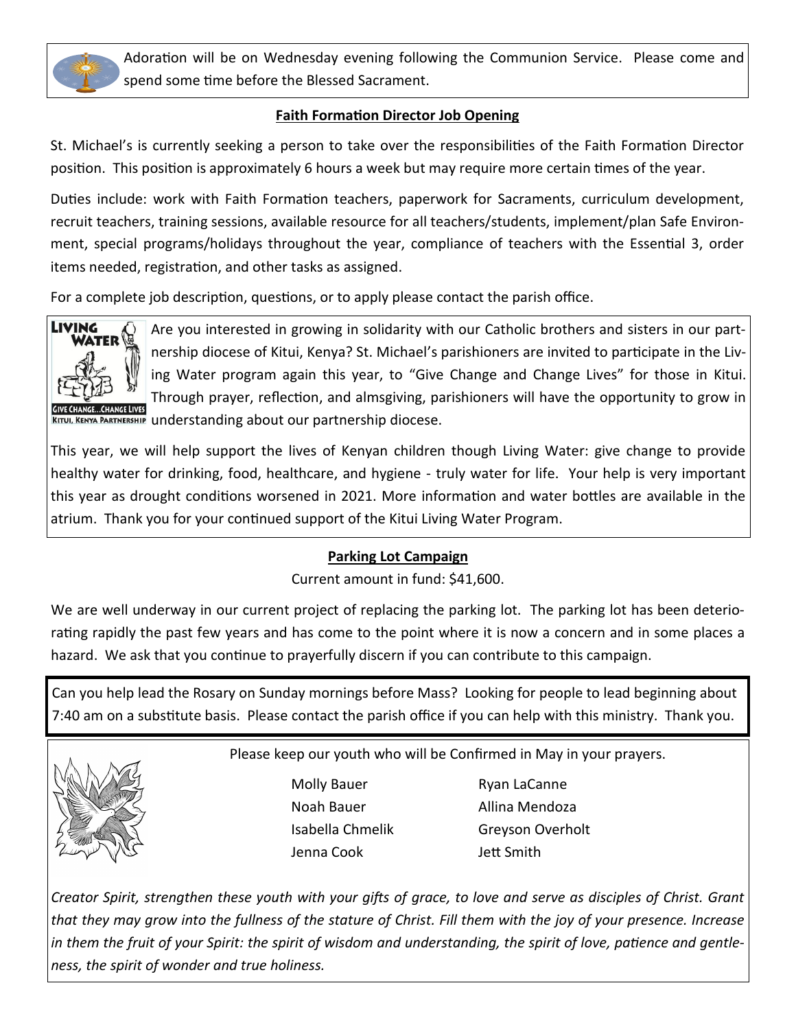Adoration will be on Wednesday evening following the Communion Service. Please come and spend some time before the Blessed Sacrament.

**Faith Formation Director Job Opening**

St. Michael's is currently seeking a person to take over the responsibilities of the Faith Formation Director position. This position is approximately 6 hours a week but may require more certain times of the year.

Duties include: work with Faith Formation teachers, paperwork for Sacraments, curriculum development, recruit teachers, training sessions, available resource for all teachers/students, implement/plan Safe Environment, special programs/holidays throughout the year, compliance of teachers with the Essential 3, order items needed, registration, and other tasks as assigned.

For a complete job description, questions, or to apply please contact the parish office.

Are you interested in growing in solidarity with our Catholic brothers and sisters in our partnership diocese of Kitui, Kenya? St. Michael's parishioners are invited to participate in the Living Water program again this year, to "Give Change and Change Lives" for those in Kitui. Through prayer, reflection, and almsgiving, parishioners will have the opportunity to grow in understanding about our partnership diocese.

This year, we will help support the lives of Kenyan children though Living Water: give change to provide healthy water for drinking, food, healthcare, and hygiene - truly water for life. Your help is very important this year as drought conditions worsened in 2021. More information and water bottles are available in the atrium. Thank you for your continued support of the Kitui Living Water Program.

**Parking Lot Campaign**

Current amount in fund: $41,600.

We are well underway in our current project of replacing the parking lot. The parking lot has been deteriorating rapidly the past few years and has come to the point where it is now a concern and in some places a hazard. We ask that you continue to prayerfully discern if you can contribute to this campaign.

Can you help lead the Rosary on Sunday mornings before Mass? Looking for people to lead beginning about 7:40 am on a substitute basis. Please contact the parish office if you can help with this ministry. Thank you.

Please keep our youth who will be Confirmed in May in your prayers.

Molly Bauer
Noah Bauer
Isabella Chmelik
Jenna Cook
Ryan LaCanne
Allina Mendoza
Greyson Overholt
Jett Smith

*Creator Spirit, strengthen these youth with your gifts of grace, to love and serve as disciples of Christ. Grant that they may grow into the fullness of the stature of Christ. Fill them with the joy of your presence. Increase in them the fruit of your Spirit: the spirit of wisdom and understanding, the spirit of love, patience and gentleness, the spirit of wonder and true holiness.*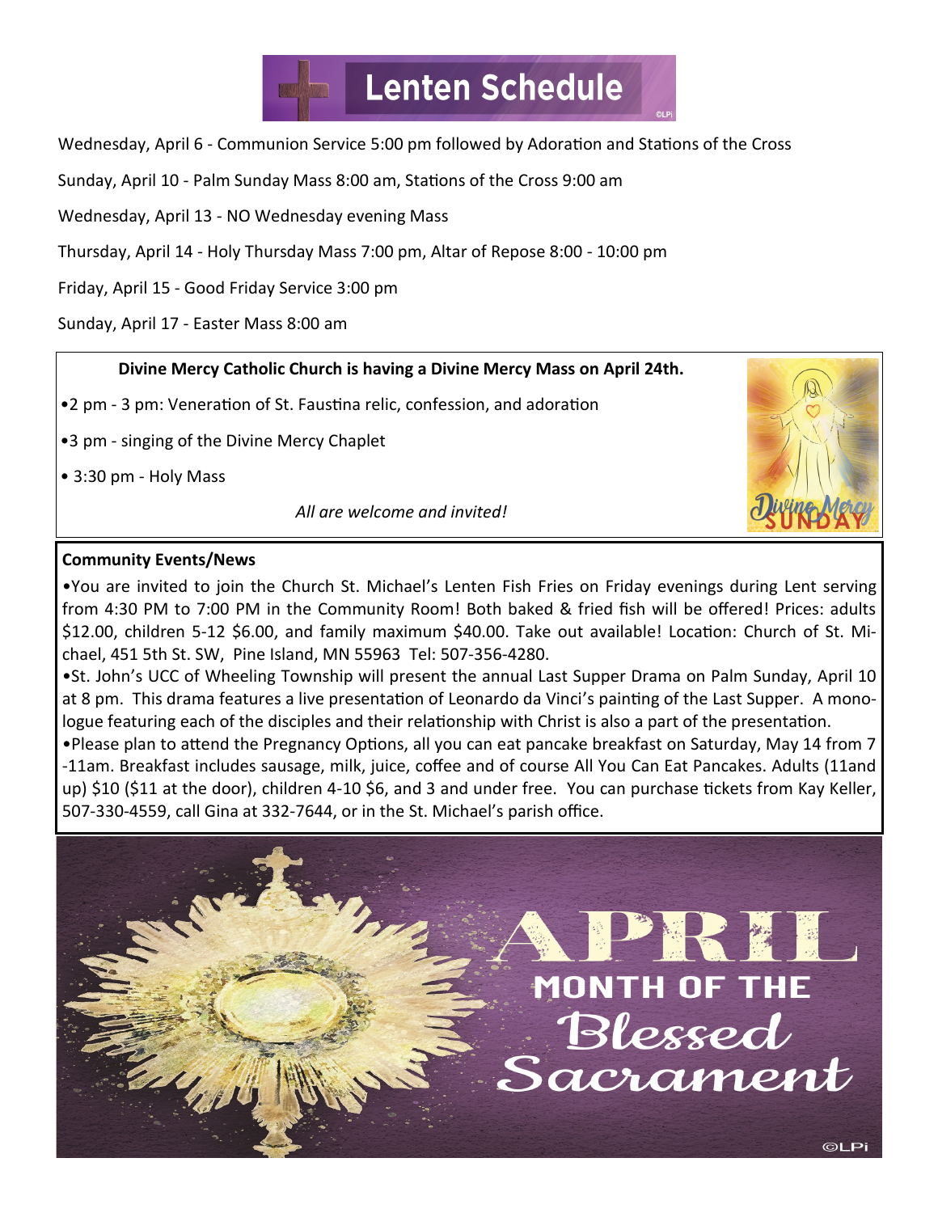# Lenten Schedule

Wednesday, April 6 - Communion Service 5:00 pm followed by Adoration and Stations of the Cross

Sunday, April 10 - Palm Sunday Mass 8:00 am, Stations of the Cross 9:00 am

Wednesday, April 13 - NO Wednesday evening Mass

Thursday, April 14 - Holy Thursday Mass 7:00 pm, Altar of Repose 8:00 - 10:00 pm

Friday, April 15 - Good Friday Service 3:00 pm

Sunday, April 17 - Easter Mass 8:00 am

**Divine Mercy Catholic Church is having a Divine Mercy Mass on April 24th.**

- 2 pm - 3 pm: Veneration of St. Faustina relic, confession, and adoration
- 3 pm - singing of the Divine Mercy Chaplet
- 3:30 pm - Holy Mass

*All are welcome and invited!*

**Community Events/News**

- You are invited to join the Church St. Michael's Lenten Fish Fries on Friday evenings during Lent serving from 4:30 PM to 7:00 PM in the Community Room! Both baked & fried fish will be offered! Prices: adults $12.00, children 5-12 $6.00, and family maximum $40.00. Take out available! Location: Church of St. Michael, 451 5th St. SW, Pine Island, MN 55963 Tel: 507-356-4280.
- St. John's UCC of Wheeling Township will present the annual Last Supper Drama on Palm Sunday, April 10 at 8 pm. This drama features a live presentation of Leonardo da Vinci's painting of the Last Supper. A monologue featuring each of the disciples and their relationship with Christ is also a part of the presentation.
- Please plan to attend the Pregnancy Options, all you can eat pancake breakfast on Saturday, May 14 from 7-11am. Breakfast includes sausage, milk, juice, coffee and of course All You Can Eat Pancakes. Adults (11and up) $10 ($11 at the door), children 4-10 $6, and 3 and under free. You can purchase tickets from Kay Keller, 507-330-4559, call Gina at 332-7644, or in the St. Michael's parish office.

APRIL MONTH OF THE Blessed Sacrament